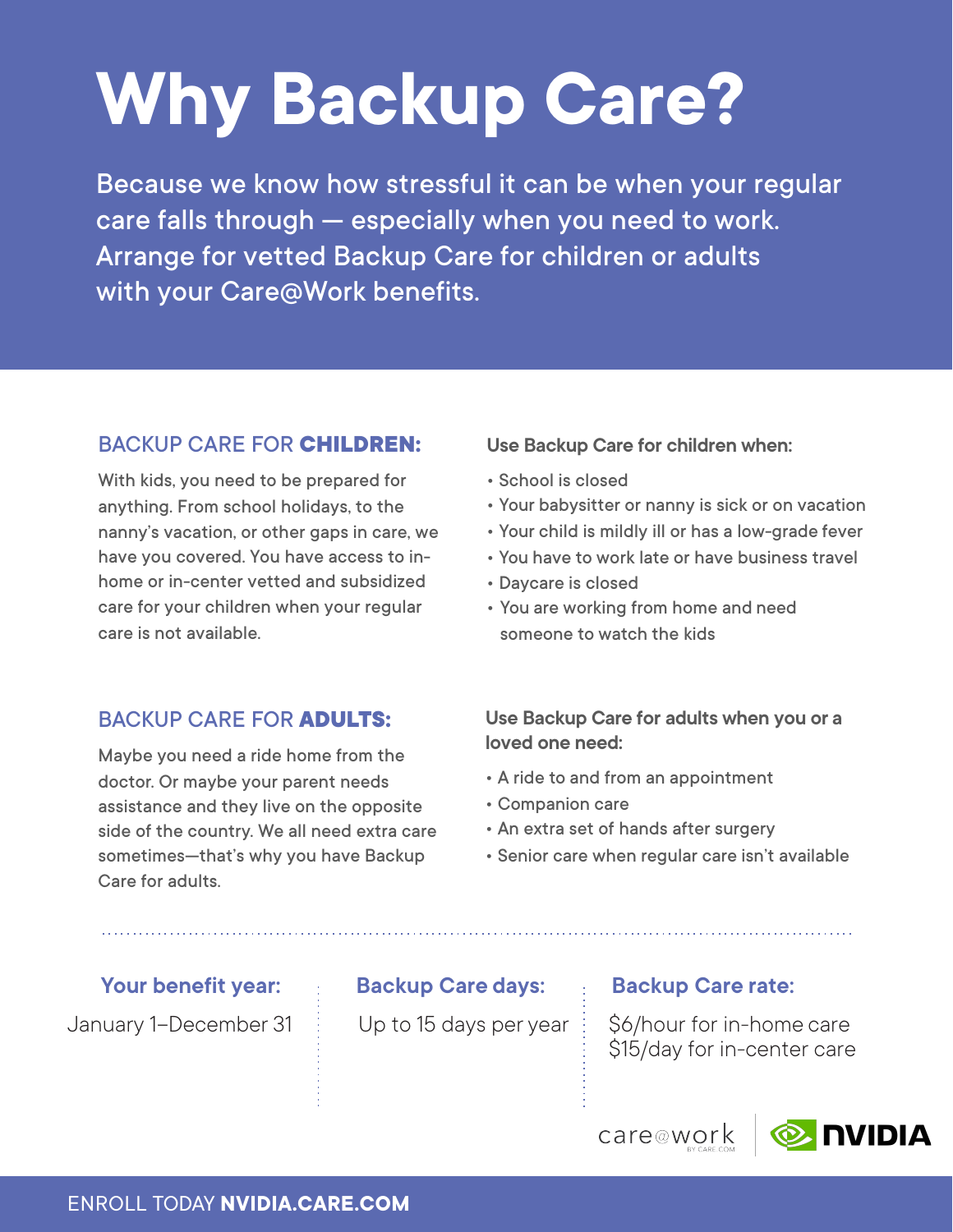# Why Backup Care?

Because we know how stressful it can be when your regular care falls through — especially when you need to work. Arrange for vetted Backup Care for children or adults with your Care@Work benefits.

## BACKUP CARE FOR **CHILDREN:**

With kids, you need to be prepared for anything. From school holidays, to the nanny's vacation, or other gaps in care, we have you covered. You have access to in-home or in-center vetted and subsidized care for your children when your regular care is not available.

**Use Backup Care for children when:**

- School is closed
- Your babysitter or nanny is sick or on vacation
- Your child is mildly ill or has a low-grade fever
- You have to work late or have business travel
- Daycare is closed
- You are working from home and need someone to watch the kids

## BACKUP CARE FOR **ADULTS:**

Maybe you need a ride home from the doctor. Or maybe your parent needs assistance and they live on the opposite side of the country. We all need extra care sometimes—that's why you have Backup Care for adults.

**Use Backup Care for adults when you or a loved one need:**

- A ride to and from an appointment
- Companion care
- An extra set of hands after surgery
- Senior care when regular care isn't available

---

**Your benefit year:**

January 1–December 31

**Backup Care days:**

Up to 15 days per year

**Backup Care rate:**

$6/hour for in-home care
$15/day for in-center care

care@work BY CARE.COM | NVIDIA

ENROLL TODAY **NVIDIA.CARE.COM**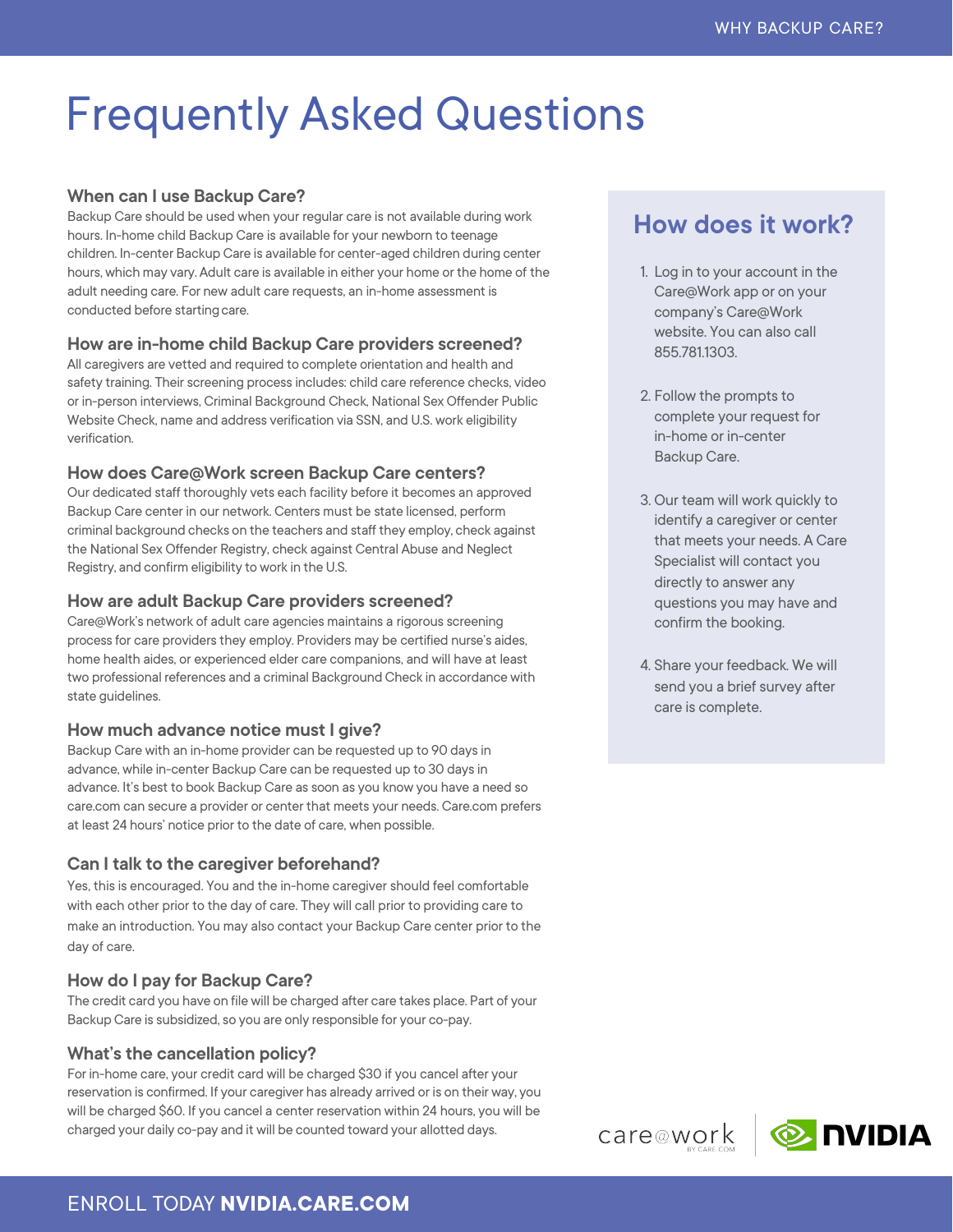# Frequently Asked Questions

### When can I use Backup Care?

Backup Care should be used when your regular care is not available during work hours. In-home child Backup Care is available for your newborn to teenage children. In-center Backup Care is available for center-aged children during center hours, which may vary. Adult care is available in either your home or the home of the adult needing care. For new adult care requests, an in-home assessment is conducted before starting care.

### How are in-home child Backup Care providers screened?

All caregivers are vetted and required to complete orientation and health and safety training. Their screening process includes: child care reference checks, video or in-person interviews, Criminal Background Check, National Sex Offender Public Website Check, name and address verification via SSN, and U.S. work eligibility verification.

### How does Care@Work screen Backup Care centers?

Our dedicated staff thoroughly vets each facility before it becomes an approved Backup Care center in our network. Centers must be state licensed, perform criminal background checks on the teachers and staff they employ, check against the National Sex Offender Registry, check against Central Abuse and Neglect Registry, and confirm eligibility to work in the U.S.

### How are adult Backup Care providers screened?

Care@Work's network of adult care agencies maintains a rigorous screening process for care providers they employ. Providers may be certified nurse's aides, home health aides, or experienced elder care companions, and will have at least two professional references and a criminal Background Check in accordance with state guidelines.

### How much advance notice must I give?

Backup Care with an in-home provider can be requested up to 90 days in advance, while in-center Backup Care can be requested up to 30 days in advance. It's best to book Backup Care as soon as you know you have a need so care.com can secure a provider or center that meets your needs. Care.com prefers at least 24 hours' notice prior to the date of care, when possible.

### Can I talk to the caregiver beforehand?

Yes, this is encouraged. You and the in-home caregiver should feel comfortable with each other prior to the day of care. They will call prior to providing care to make an introduction. You may also contact your Backup Care center prior to the day of care.

### How do I pay for Backup Care?

The credit card you have on file will be charged after care takes place. Part of your Backup Care is subsidized, so you are only responsible for your co-pay.

### What's the cancellation policy?

For in-home care, your credit card will be charged $30 if you cancel after your reservation is confirmed. If your caregiver has already arrived or is on their way, you will be charged $60. If you cancel a center reservation within 24 hours, you will be charged your daily co-pay and it will be counted toward your allotted days.

## How does it work?

1. Log in to your account in the Care@Work app or on your company's Care@Work website. You can also call 855.781.1303.
2. Follow the prompts to complete your request for in-home or in-center Backup Care.
3. Our team will work quickly to identify a caregiver or center that meets your needs. A Care Specialist will contact you directly to answer any questions you may have and confirm the booking.
4. Share your feedback. We will send you a brief survey after care is complete.

care@work BY CARE.COM | NVIDIA

ENROLL TODAY **NVIDIA.CARE.COM**